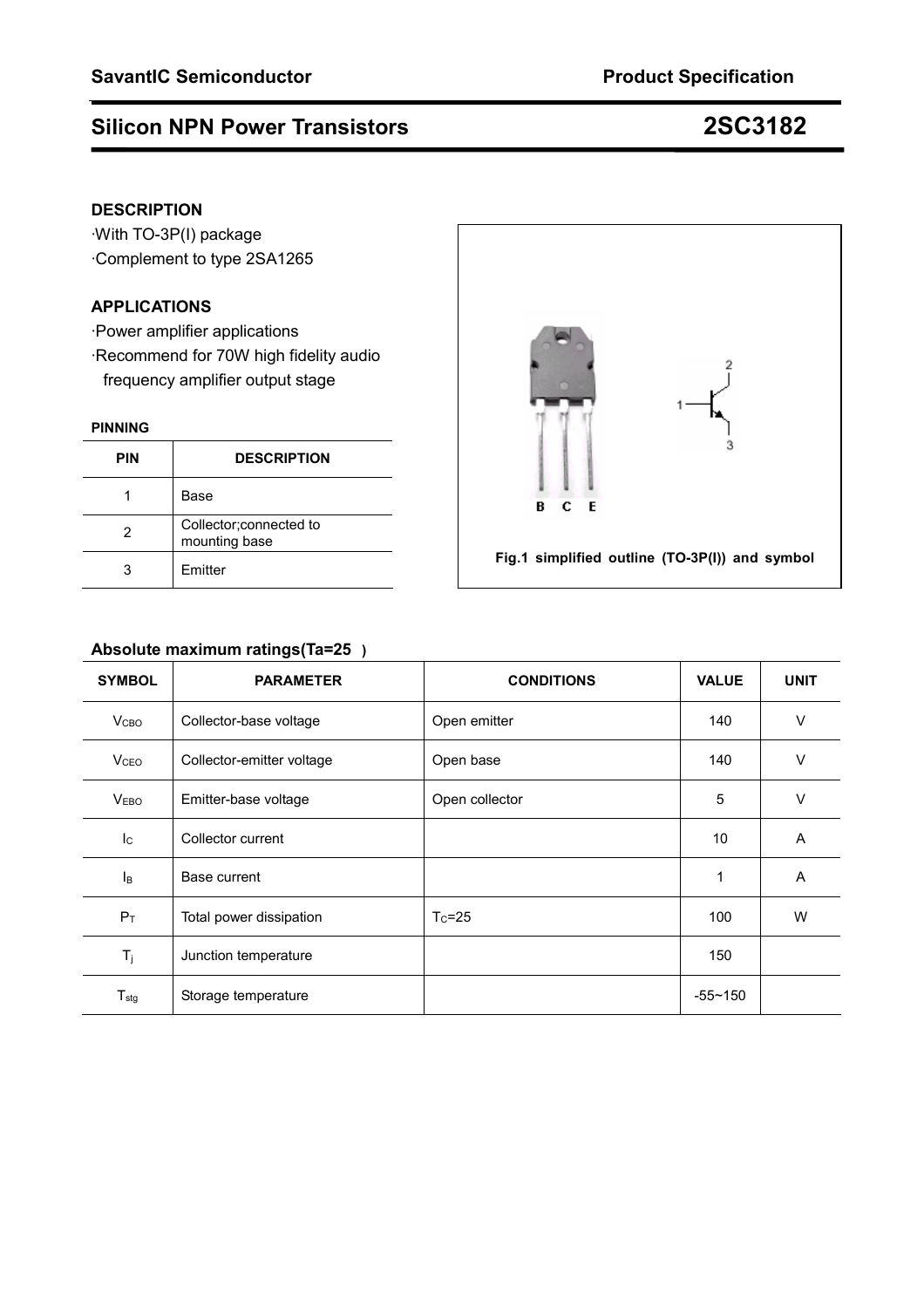SavantIC Semiconductor Product Specification

# Silicon NPN Power Transistors 2SC3182

## DESCRIPTION

·With TO-3P(I) package

·Complement to type 2SA1265

## APPLICATIONS

·Power amplifier applications

·Recommend for 70W high fidelity audio frequency amplifier output stage

### PINNING

| PIN | DESCRIPTION |
|---|---|
| 1 | Base |
| 2 | Collector;connected to mounting base |
| 3 | Emitter |

Fig.1 simplified outline (TO-3P(I)) and symbol

### Absolute maximum ratings(Ta=25 )

| SYMBOL | PARAMETER | CONDITIONS | VALUE | UNIT |
|---|---|---|---|---|
| $V_{CBO}$ | Collector-base voltage | Open emitter | 140 | V |
| $V_{CEO}$ | Collector-emitter voltage | Open base | 140 | V |
| $V_{EBO}$ | Emitter-base voltage | Open collector | 5 | V |
| $I_C$ | Collector current | | 10 | A |
| $I_B$ | Base current | | 1 | A |
| $P_T$ | Total power dissipation | $T_C$=25 | 100 | W |
| $T_j$ | Junction temperature | | 150 | |
| $T_{stg}$ | Storage temperature | | -55~150 | |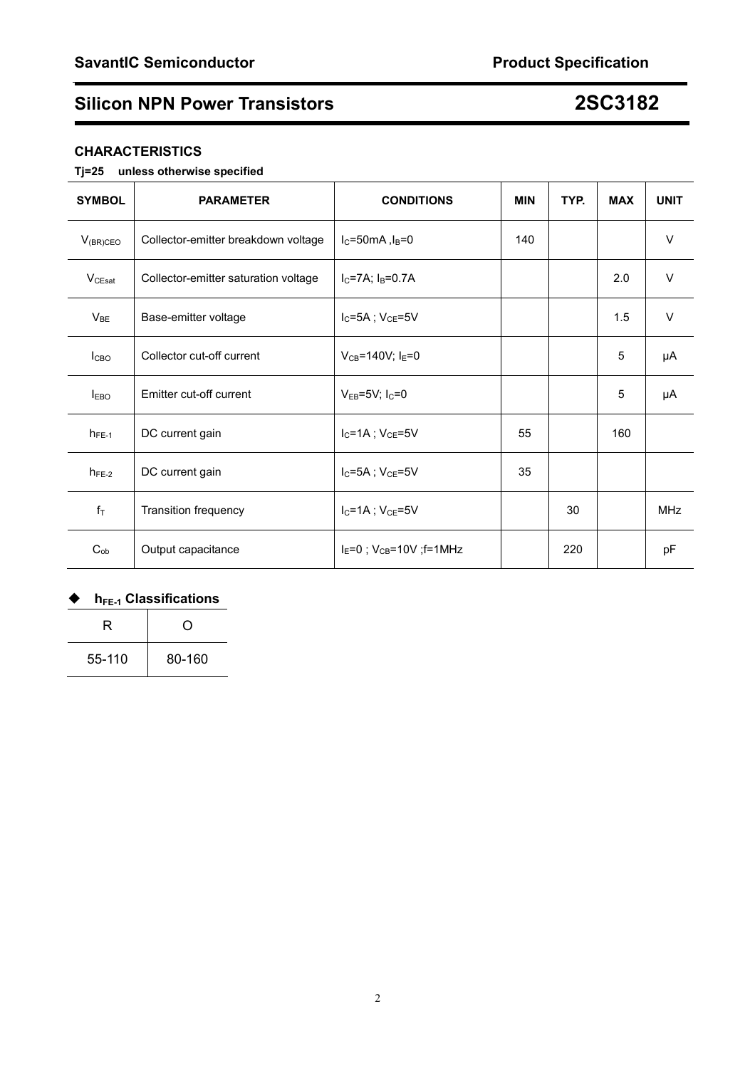## CHARACTERISTICS

**Tj=25 unless otherwise specified**

| SYMBOL | PARAMETER | CONDITIONS | MIN | TYP. | MAX | UNIT |
|---|---|---|---|---|---|---|
| $V_{(BR)CEO}$ | Collector-emitter breakdown voltage | $I_C$=50mA ,$I_B$=0 | 140 | | | V |
| $V_{CEsat}$ | Collector-emitter saturation voltage | $I_C$=7A; $I_B$=0.7A | | | 2.0 | V |
| $V_{BE}$ | Base-emitter voltage | $I_C$=5A ; $V_{CE}$=5V | | | 1.5 | V |
| $I_{CBO}$ | Collector cut-off current | $V_{CB}$=140V; $I_E$=0 | | | 5 | μA |
| $I_{EBO}$ | Emitter cut-off current | $V_{EB}$=5V; $I_C$=0 | | | 5 | μA |
| $h_{FE-1}$ | DC current gain | $I_C$=1A ; $V_{CE}$=5V | 55 | | 160 | |
| $h_{FE-2}$ | DC current gain | $I_C$=5A ; $V_{CE}$=5V | 35 | | | |
| $f_T$ | Transition frequency | $I_C$=1A ; $V_{CE}$=5V | | 30 | | MHz |
| $C_{ob}$ | Output capacitance | $I_E$=0 ; $V_{CB}$=10V ;f=1MHz | | 220 | | pF |

### ◆ $h_{FE-1}$ Classifications

| R | O |
|---|---|
| 55-110 | 80-160 |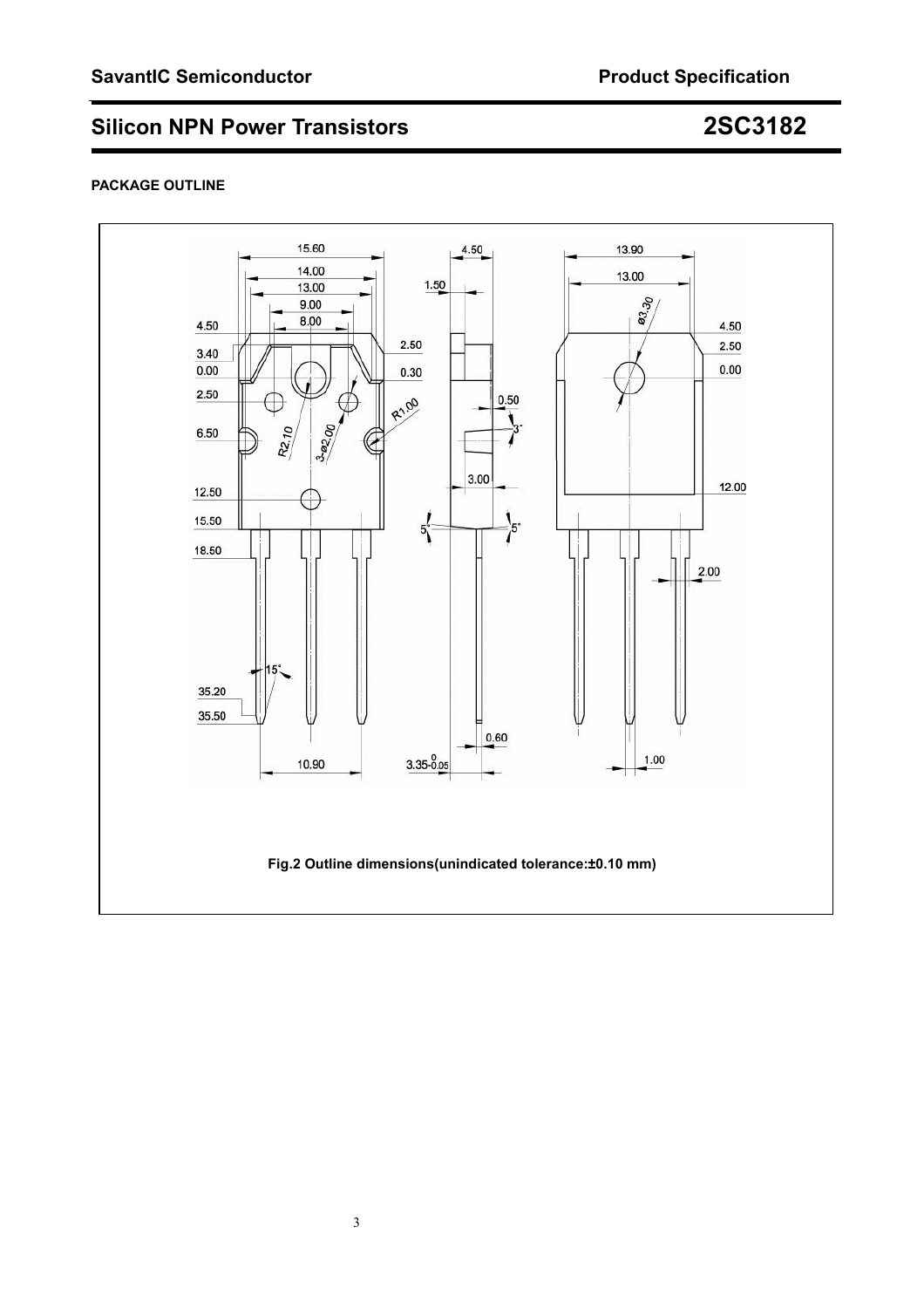## PACKAGE OUTLINE

Fig.2 Outline dimensions(unindicated tolerance:±0.10 mm)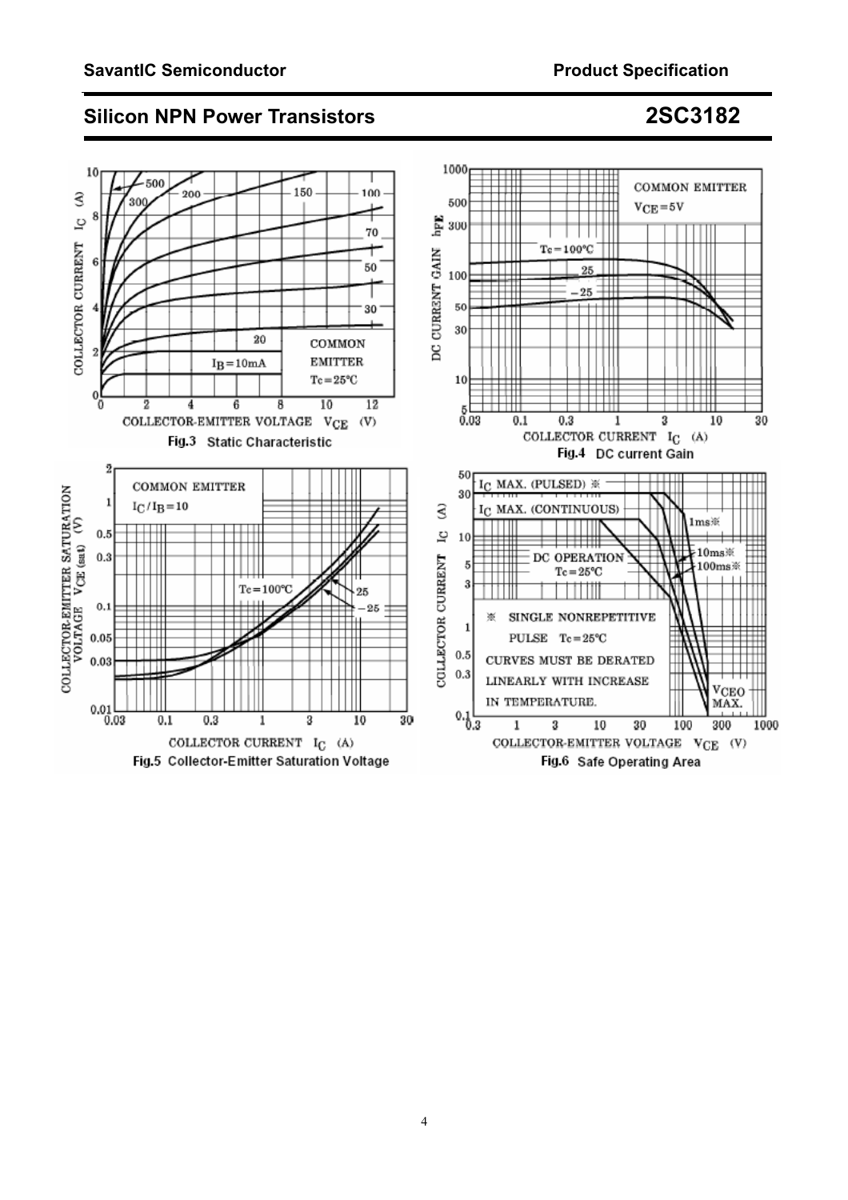## Silicon NPN Power Transistors — 2SC3182

500
300
200
150
100
70
50
30
20
$I_B$=10mA
COMMON EMITTER
$T_c$=25°C
COLLECTOR CURRENT $I_C$ (A)
COLLECTOR-EMITTER VOLTAGE $V_{CE}$ (V)

Fig.3 Static Characteristic

COMMON EMITTER
$V_{CE}$=5V
$T_c$=100°C
25
−25
DC CURRENT GAIN $h_{FE}$
COLLECTOR CURRENT $I_C$ (A)

Fig.4 DC current Gain

COMMON EMITTER
$I_C/I_B$=10
$T_c$=100°C
25
−25
COLLECTOR-EMITTER SATURATION VOLTAGE $V_{CE(sat)}$ (V)
COLLECTOR CURRENT $I_C$ (A)

Fig.5 Collector-Emitter Saturation Voltage

$I_C$ MAX. (PULSED) ※
$I_C$ MAX. (CONTINUOUS)
1ms※
10ms※
100ms※
DC OPERATION
$T_c$=25°C
※ SINGLE NONREPETITIVE PULSE $T_c$=25°C
CURVES MUST BE DERATED LINEARLY WITH INCREASE IN TEMPERATURE.
$V_{CEO}$ MAX.
COLLECTOR CURRENT $I_C$ (A)
COLLECTOR-EMITTER VOLTAGE $V_{CE}$ (V)

Fig.6 Safe Operating Area